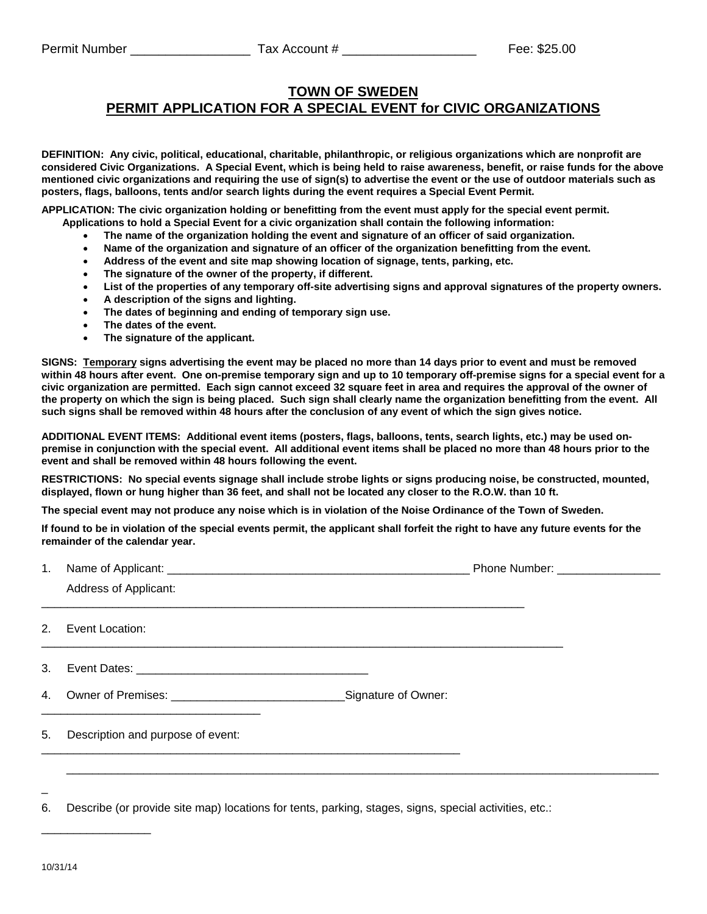Permit Number ________________ Tax Account # __________________ Fee: $25.00

# TOWN OF SWEDEN
## PERMIT APPLICATION FOR A SPECIAL EVENT for CIVIC ORGANIZATIONS

**DEFINITION: Any civic, political, educational, charitable, philanthropic, or religious organizations which are nonprofit are considered Civic Organizations. A Special Event, which is being held to raise awareness, benefit, or raise funds for the above mentioned civic organizations and requiring the use of sign(s) to advertise the event or the use of outdoor materials such as posters, flags, balloons, tents and/or search lights during the event requires a Special Event Permit.**

**APPLICATION: The civic organization holding or benefitting from the event must apply for the special event permit. Applications to hold a Special Event for a civic organization shall contain the following information:**

- **The name of the organization holding the event and signature of an officer of said organization.**
- **Name of the organization and signature of an officer of the organization benefitting from the event.**
- **Address of the event and site map showing location of signage, tents, parking, etc.**
- **The signature of the owner of the property, if different.**
- **List of the properties of any temporary off-site advertising signs and approval signatures of the property owners.**
- **A description of the signs and lighting.**
- **The dates of beginning and ending of temporary sign use.**
- **The dates of the event.**
- **The signature of the applicant.**

**SIGNS: Temporary signs advertising the event may be placed no more than 14 days prior to event and must be removed within 48 hours after event. One on-premise temporary sign and up to 10 temporary off-premise signs for a special event for a civic organization are permitted. Each sign cannot exceed 32 square feet in area and requires the approval of the owner of the property on which the sign is being placed. Such sign shall clearly name the organization benefitting from the event. All such signs shall be removed within 48 hours after the conclusion of any event of which the sign gives notice.**

**ADDITIONAL EVENT ITEMS: Additional event items (posters, flags, balloons, tents, search lights, etc.) may be used on-premise in conjunction with the special event. All additional event items shall be placed no more than 48 hours prior to the event and shall be removed within 48 hours following the event.**

**RESTRICTIONS: No special events signage shall include strobe lights or signs producing noise, be constructed, mounted, displayed, flown or hung higher than 36 feet, and shall not be located any closer to the R.O.W. than 10 ft.**

**The special event may not produce any noise which is in violation of the Noise Ordinance of the Town of Sweden.**

**If found to be in violation of the special events permit, the applicant shall forfeit the right to have any future events for the remainder of the calendar year.**

1. Name of Applicant: ________________________________________________ Phone Number: ________________

   Address of Applicant: ________________________________________________________________________________

2. Event Location: ________________________________________________________________________________

3. Event Dates: ____________________________________

4. Owner of Premises: __________________________ Signature of Owner: __________________________________

5. Description and purpose of event: __________________________________________________________________

   ______________________________________________________________________________________________

6. Describe (or provide site map) locations for tents, parking, stages, signs, special activities, etc.: _________________

10/31/14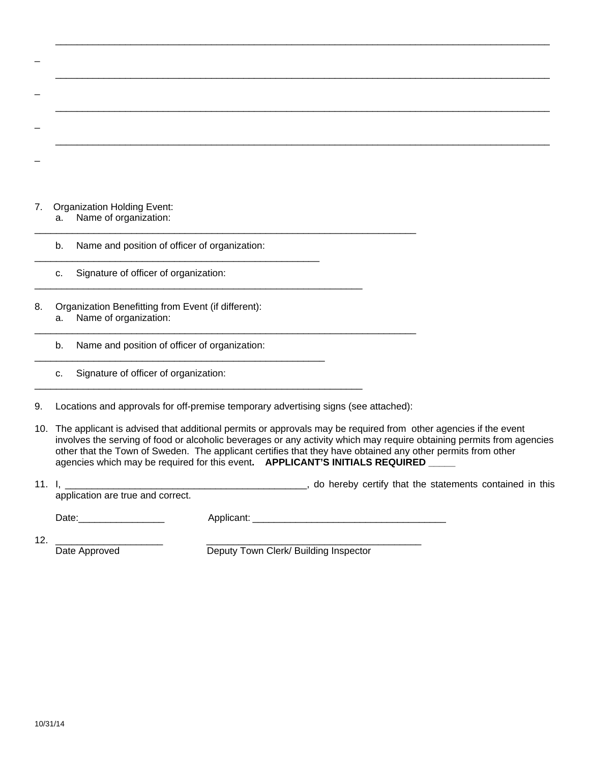\_\_\_\_\_\_\_\_\_\_\_\_\_\_\_\_\_\_\_\_\_\_\_\_\_\_\_\_\_\_\_\_\_\_\_\_\_\_\_\_\_\_\_\_\_\_\_\_\_\_\_\_\_\_\_\_\_\_\_\_\_\_\_\_\_\_\_\_\_\_\_\_\_\_\_\_\_\_\_\_\_\_\_\_\_

\_

\_\_\_\_\_\_\_\_\_\_\_\_\_\_\_\_\_\_\_\_\_\_\_\_\_\_\_\_\_\_\_\_\_\_\_\_\_\_\_\_\_\_\_\_\_\_\_\_\_\_\_\_\_\_\_\_\_\_\_\_\_\_\_\_\_\_\_\_\_\_\_\_\_\_\_\_\_\_\_\_\_\_\_\_\_

\_

\_\_\_\_\_\_\_\_\_\_\_\_\_\_\_\_\_\_\_\_\_\_\_\_\_\_\_\_\_\_\_\_\_\_\_\_\_\_\_\_\_\_\_\_\_\_\_\_\_\_\_\_\_\_\_\_\_\_\_\_\_\_\_\_\_\_\_\_\_\_\_\_\_\_\_\_\_\_\_\_\_\_\_\_\_

\_

\_\_\_\_\_\_\_\_\_\_\_\_\_\_\_\_\_\_\_\_\_\_\_\_\_\_\_\_\_\_\_\_\_\_\_\_\_\_\_\_\_\_\_\_\_\_\_\_\_\_\_\_\_\_\_\_\_\_\_\_\_\_\_\_\_\_\_\_\_\_\_\_\_\_\_\_\_\_\_\_\_\_\_\_\_

\_

7. Organization Holding Event:
   a. Name of organization: \_\_\_\_\_\_\_\_\_\_\_\_\_\_\_\_\_\_\_\_\_\_\_\_\_\_\_\_\_\_\_\_\_\_\_\_\_\_\_\_\_\_\_\_\_\_\_\_\_\_\_\_\_\_\_\_\_\_\_\_\_\_\_\_
   b. Name and position of officer of organization: \_\_\_\_\_\_\_\_\_\_\_\_\_\_\_\_\_\_\_\_\_\_\_\_\_\_\_\_\_\_\_\_\_\_\_\_\_\_\_\_\_\_\_\_\_\_\_\_\_
   c. Signature of officer of organization: \_\_\_\_\_\_\_\_\_\_\_\_\_\_\_\_\_\_\_\_\_\_\_\_\_\_\_\_\_\_\_\_\_\_\_\_\_\_\_\_\_\_\_\_\_\_\_\_\_\_\_\_\_\_\_\_\_

8. Organization Benefitting from Event (if different):
   a. Name of organization: \_\_\_\_\_\_\_\_\_\_\_\_\_\_\_\_\_\_\_\_\_\_\_\_\_\_\_\_\_\_\_\_\_\_\_\_\_\_\_\_\_\_\_\_\_\_\_\_\_\_\_\_\_\_\_\_\_\_\_\_\_\_\_\_
   b. Name and position of officer of organization: \_\_\_\_\_\_\_\_\_\_\_\_\_\_\_\_\_\_\_\_\_\_\_\_\_\_\_\_\_\_\_\_\_\_\_\_\_\_\_\_\_\_\_\_\_\_\_\_\_\_
   c. Signature of officer of organization: \_\_\_\_\_\_\_\_\_\_\_\_\_\_\_\_\_\_\_\_\_\_\_\_\_\_\_\_\_\_\_\_\_\_\_\_\_\_\_\_\_\_\_\_\_\_\_\_\_\_\_\_\_\_\_\_\_

9. Locations and approvals for off-premise temporary advertising signs (see attached):

10. The applicant is advised that additional permits or approvals may be required from other agencies if the event involves the serving of food or alcoholic beverages or any activity which may require obtaining permits from agencies other that the Town of Sweden. The applicant certifies that they have obtained any other permits from other agencies which may be required for this event**.** **APPLICANT'S INITIALS REQUIRED \_\_\_\_\_**

11. I, \_\_\_\_\_\_\_\_\_\_\_\_\_\_\_\_\_\_\_\_\_\_\_\_\_\_\_\_\_\_\_\_\_\_\_\_\_\_\_\_\_\_\_\_\_, do hereby certify that the statements contained in this application are true and correct.

    Date:\_\_\_\_\_\_\_\_\_\_\_\_\_\_\_\_ Applicant: \_\_\_\_\_\_\_\_\_\_\_\_\_\_\_\_\_\_\_\_\_\_\_\_\_\_\_\_\_\_\_\_\_\_\_\_

12. \_\_\_\_\_\_\_\_\_\_\_\_\_\_\_\_\_\_\_\_ \_\_\_\_\_\_\_\_\_\_\_\_\_\_\_\_\_\_\_\_\_\_\_\_\_\_\_\_\_\_\_\_\_\_\_\_\_\_\_\_\_
    Date Approved Deputy Town Clerk/ Building Inspector

10/31/14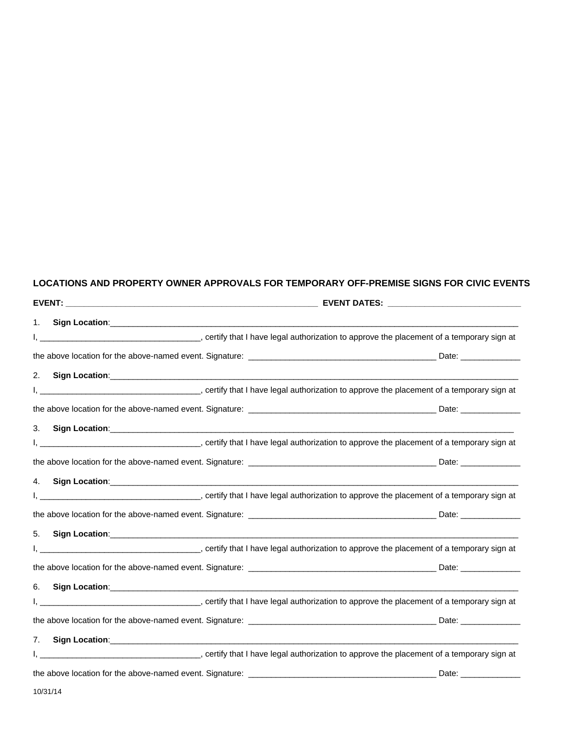## LOCATIONS AND PROPERTY OWNER APPROVALS FOR TEMPORARY OFF-PREMISE SIGNS FOR CIVIC EVENTS

**EVENT:** ______________________________________________________ **EVENT DATES:** ____________________________

1. **Sign Location**:_______________________________________________________________________________________

I, ___________________________________, certify that I have legal authorization to approve the placement of a temporary sign at the above location for the above-named event. Signature: _________________________________________ Date: _____________

2. **Sign Location**:_______________________________________________________________________________________

I, ___________________________________, certify that I have legal authorization to approve the placement of a temporary sign at the above location for the above-named event. Signature: _________________________________________ Date: _____________

3. **Sign Location**:_______________________________________________________________________________________

I, ___________________________________, certify that I have legal authorization to approve the placement of a temporary sign at the above location for the above-named event. Signature: _________________________________________ Date: _____________

4. **Sign Location**:_______________________________________________________________________________________

I, ___________________________________, certify that I have legal authorization to approve the placement of a temporary sign at the above location for the above-named event. Signature: _________________________________________ Date: _____________

5. **Sign Location**:_______________________________________________________________________________________

I, ___________________________________, certify that I have legal authorization to approve the placement of a temporary sign at the above location for the above-named event. Signature: _________________________________________ Date: _____________

6. **Sign Location**:_______________________________________________________________________________________

I, ___________________________________, certify that I have legal authorization to approve the placement of a temporary sign at the above location for the above-named event. Signature: _________________________________________ Date: _____________

7. **Sign Location**:_______________________________________________________________________________________

I, ___________________________________, certify that I have legal authorization to approve the placement of a temporary sign at the above location for the above-named event. Signature: _________________________________________ Date: _____________

10/31/14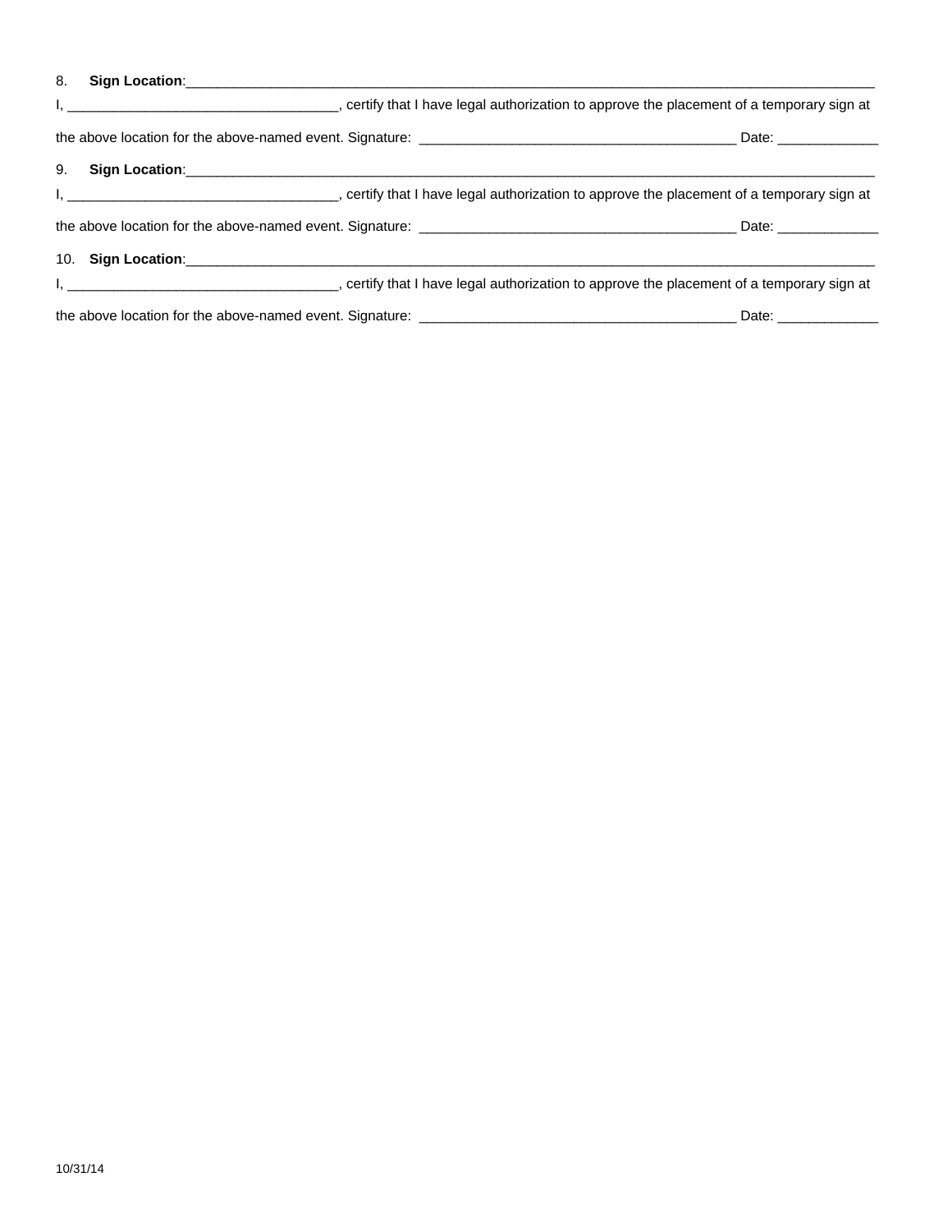8. **Sign Location**:_______________________________________________________________________________________

I, ___________________________________, certify that I have legal authorization to approve the placement of a temporary sign at the above location for the above-named event. Signature: ________________________________________ Date: _____________

9. **Sign Location**:_______________________________________________________________________________________

I, ___________________________________, certify that I have legal authorization to approve the placement of a temporary sign at the above location for the above-named event. Signature: ________________________________________ Date: _____________

10. **Sign Location**:_______________________________________________________________________________________

I, ___________________________________, certify that I have legal authorization to approve the placement of a temporary sign at the above location for the above-named event. Signature: ________________________________________ Date: _____________

10/31/14